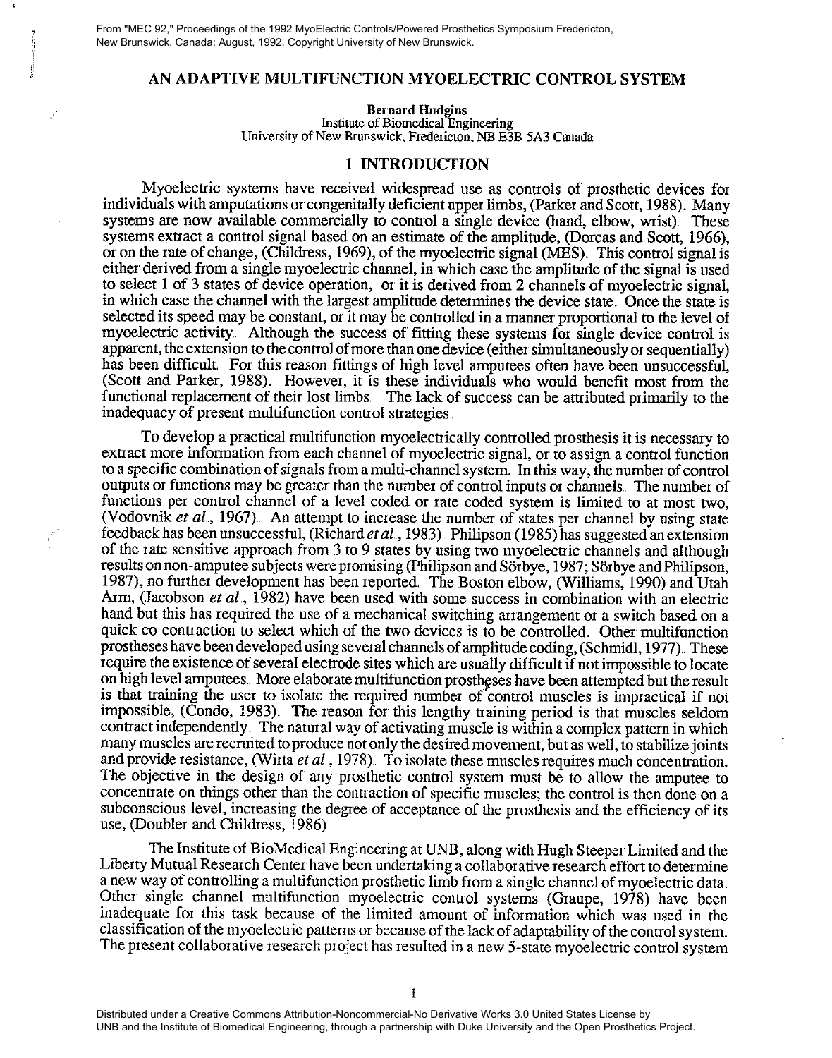From "MEC 92," Proceedings of the 1992 MyoElectric Controls/Powered Prosthetics Symposium Fredericton, New Brunswick, Canada: August, 1992. Copyright University of New Brunswick.

# AN ADAPTIVE MULTIFUNCTION MYOELECTRIC CONTROL SYSTEM

**Bernard Hudgins**
Institute of Biomedical Engineering
University of New Brunswick, Fredericton, NB E3B 5A3 Canada

## 1 INTRODUCTION

Myoelectric systems have received widespread use as controls of prosthetic devices for individuals with amputations or congenitally deficient upper limbs, (Parker and Scott, 1988). Many systems are now available commercially to control a single device (hand, elbow, wrist). These systems extract a control signal based on an estimate of the amplitude, (Dorcas and Scott, 1966), or on the rate of change, (Childress, 1969), of the myoelectric signal (MES). This control signal is either derived from a single myoelectric channel, in which case the amplitude of the signal is used to select 1 of 3 states of device operation, or it is derived from 2 channels of myoelectric signal, in which case the channel with the largest amplitude determines the device state. Once the state is selected its speed may be constant, or it may be controlled in a manner proportional to the level of myoelectric activity. Although the success of fitting these systems for single device control is apparent, the extension to the control of more than one device (either simultaneously or sequentially) has been difficult. For this reason fittings of high level amputees often have been unsuccessful, (Scott and Parker, 1988). However, it is these individuals who would benefit most from the functional replacement of their lost limbs. The lack of success can be attributed primarily to the inadequacy of present multifunction control strategies.

To develop a practical multifunction myoelectrically controlled prosthesis it is necessary to extract more information from each channel of myoelectric signal, or to assign a control function to a specific combination of signals from a multi-channel system. In this way, the number of control outputs or functions may be greater than the number of control inputs or channels. The number of functions per control channel of a level coded or rate coded system is limited to at most two, (Vodovnik *et al.*, 1967). An attempt to increase the number of states per channel by using state feedback has been unsuccessful, (Richard *et al*, 1983). Philipson (1985) has suggested an extension of the rate sensitive approach from 3 to 9 states by using two myoelectric channels and although results on non-amputee subjects were promising (Philipson and Sörbye, 1987; Sörbye and Philipson, 1987), no further development has been reported. The Boston elbow, (Williams, 1990) and Utah Arm, (Jacobson *et al.*, 1982) have been used with some success in combination with an electric hand but this has required the use of a mechanical switching arrangement or a switch based on a quick co-contraction to select which of the two devices is to be controlled. Other multifunction prostheses have been developed using several channels of amplitude coding, (Schmidl, 1977). These require the existence of several electrode sites which are usually difficult if not impossible to locate on high level amputees. More elaborate multifunction prostheses have been attempted but the result is that training the user to isolate the required number of control muscles is impractical if not impossible, (Condo, 1983). The reason for this lengthy training period is that muscles seldom contract independently. The natural way of activating muscle is within a complex pattern in which many muscles are recruited to produce not only the desired movement, but as well, to stabilize joints and provide resistance, (Wirta *et al.*, 1978). To isolate these muscles requires much concentration. The objective in the design of any prosthetic control system must be to allow the amputee to concentrate on things other than the contraction of specific muscles; the control is then done on a subconscious level, increasing the degree of acceptance of the prosthesis and the efficiency of its use, (Doubler and Childress, 1986).

The Institute of BioMedical Engineering at UNB, along with Hugh Steeper Limited and the Liberty Mutual Research Center have been undertaking a collaborative research effort to determine a new way of controlling a multifunction prosthetic limb from a single channel of myoelectric data. Other single channel multifunction myoelectric control systems (Graupe, 1978) have been inadequate for this task because of the limited amount of information which was used in the classification of the myoelectric patterns or because of the lack of adaptability of the control system. The present collaborative research project has resulted in a new 5-state myoelectric control system

Distributed under a Creative Commons Attribution-Noncommercial-No Derivative Works 3.0 United States License by UNB and the Institute of Biomedical Engineering, through a partnership with Duke University and the Open Prosthetics Project.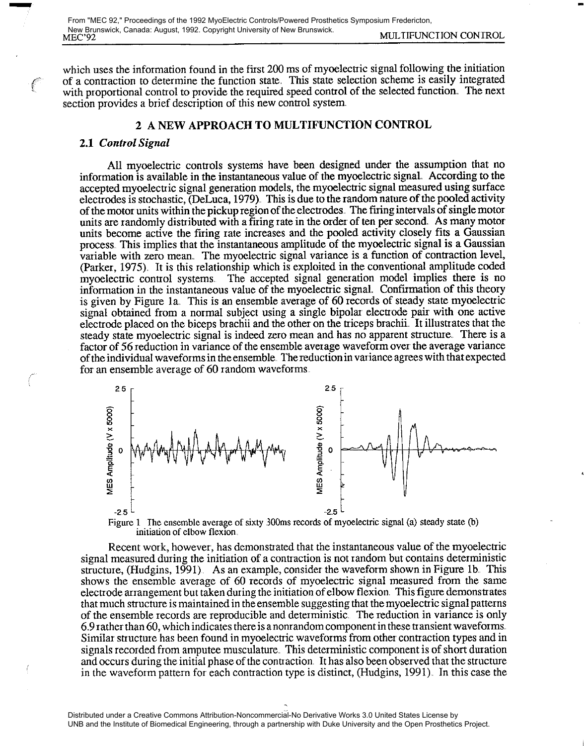which uses the information found in the first 200 ms of myoelectric signal following the initiation of a contraction to determine the function state. This state selection scheme is easily integrated with proportional control to provide the required speed control of the selected function. The next section provides a brief description of this new control system.

## 2 A NEW APPROACH TO MULTIFUNCTION CONTROL

### 2.1 *Control Signal*

All myoelectric controls systems have been designed under the assumption that no information is available in the instantaneous value of the myoelectric signal. According to the accepted myoelectric signal generation models, the myoelectric signal measured using surface electrodes is stochastic, (DeLuca, 1979). This is due to the random nature of the pooled activity of the motor units within the pickup region of the electrodes. The firing intervals of single motor units are randomly distributed with a firing rate in the order of ten per second. As many motor units become active the firing rate increases and the pooled activity closely fits a Gaussian process. This implies that the instantaneous amplitude of the myoelectric signal is a Gaussian variable with zero mean. The myoelectric signal variance is a function of contraction level, (Parker, 1975). It is this relationship which is exploited in the conventional amplitude coded myoelectric control systems. The accepted signal generation model implies there is no information in the instantaneous value of the myoelectric signal. Confirmation of this theory is given by Figure 1a. This is an ensemble average of 60 records of steady state myoelectric signal obtained from a normal subject using a single bipolar electrode pair with one active electrode placed on the biceps brachii and the other on the triceps brachii. It illustrates that the steady state myoelectric signal is indeed zero mean and has no apparent structure. There is a factor of 56 reduction in variance of the ensemble average waveform over the average variance of the individual waveforms in the ensemble. The reduction in variance agrees with that expected for an ensemble average of 60 random waveforms.

Figure 1 The ensemble average of sixty 300ms records of myoelectric signal (a) steady state (b) initiation of elbow flexion.

Recent work, however, has demonstrated that the instantaneous value of the myoelectric signal measured during the initiation of a contraction is not random but contains deterministic structure, (Hudgins, 1991). As an example, consider the waveform shown in Figure 1b. This shows the ensemble average of 60 records of myoelectric signal measured from the same electrode arrangement but taken during the initiation of elbow flexion. This figure demonstrates that much structure is maintained in the ensemble suggesting that the myoelectric signal patterns of the ensemble records are reproducible and deterministic. The reduction in variance is only 6.9 rather than 60, which indicates there is a nonrandom component in these transient waveforms. Similar structure has been found in myoelectric waveforms from other contraction types and in signals recorded from amputee musculature. This deterministic component is of short duration and occurs during the initial phase of the contraction. It has also been observed that the structure in the waveform pattern for each contraction type is distinct, (Hudgins, 1991). In this case the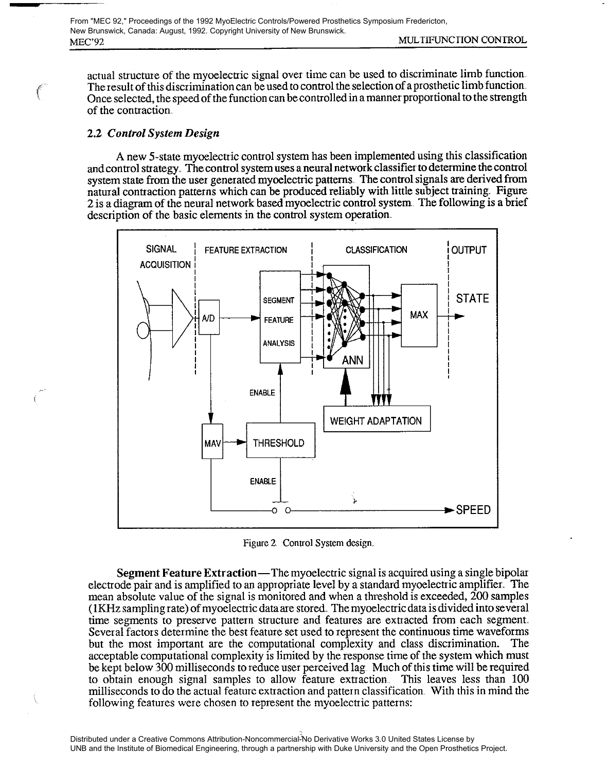actual structure of the myoelectric signal over time can be used to discriminate limb function. The result of this discrimination can be used to control the selection of a prosthetic limb function. Once selected, the speed of the function can be controlled in a manner proportional to the strength of the contraction.

## 2.2 *Control System Design*

A new 5-state myoelectric control system has been implemented using this classification and control strategy. The control system uses a neural network classifier to determine the control system state from the user generated myoelectric patterns. The control signals are derived from natural contraction patterns which can be produced reliably with little subject training. Figure 2 is a diagram of the neural network based myoelectric control system. The following is a brief description of the basic elements in the control system operation.

Figure 2. Control System design.

**Segment Feature Extraction**—The myoelectric signal is acquired using a single bipolar electrode pair and is amplified to an appropriate level by a standard myoelectric amplifier. The mean absolute value of the signal is monitored and when a threshold is exceeded, 200 samples (1KHz sampling rate) of myoelectric data are stored. The myoelectric data is divided into several time segments to preserve pattern structure and features are extracted from each segment. Several factors determine the best feature set used to represent the continuous time waveforms but the most important are the computational complexity and class discrimination. The acceptable computational complexity is limited by the response time of the system which must be kept below 300 milliseconds to reduce user perceived lag. Much of this time will be required to obtain enough signal samples to allow feature extraction. This leaves less than 100 milliseconds to do the actual feature extraction and pattern classification. With this in mind the following features were chosen to represent the myoelectric patterns: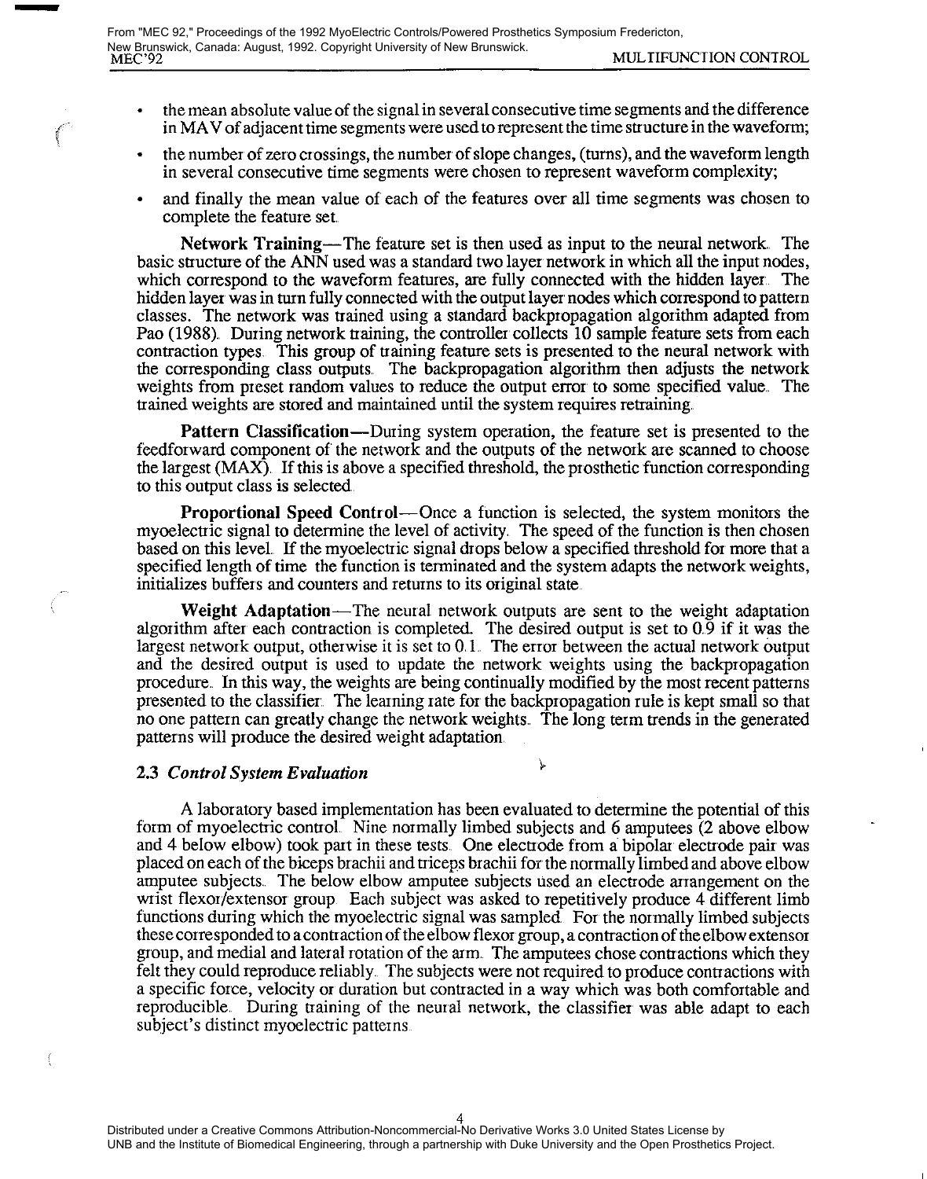- the mean absolute value of the signal in several consecutive time segments and the difference in MAV of adjacent time segments were used to represent the time structure in the waveform;
- the number of zero crossings, the number of slope changes, (turns), and the waveform length in several consecutive time segments were chosen to represent waveform complexity;
- and finally the mean value of each of the features over all time segments was chosen to complete the feature set.

**Network Training**—The feature set is then used as input to the neural network. The basic structure of the ANN used was a standard two layer network in which all the input nodes, which correspond to the waveform features, are fully connected with the hidden layer. The hidden layer was in turn fully connected with the output layer nodes which correspond to pattern classes. The network was trained using a standard backpropagation algorithm adapted from Pao (1988). During network training, the controller collects 10 sample feature sets from each contraction types. This group of training feature sets is presented to the neural network with the corresponding class outputs. The backpropagation algorithm then adjusts the network weights from preset random values to reduce the output error to some specified value. The trained weights are stored and maintained until the system requires retraining.

**Pattern Classification**—During system operation, the feature set is presented to the feedforward component of the network and the outputs of the network are scanned to choose the largest (MAX). If this is above a specified threshold, the prosthetic function corresponding to this output class is selected.

**Proportional Speed Control**—Once a function is selected, the system monitors the myoelectric signal to determine the level of activity. The speed of the function is then chosen based on this level. If the myoelectric signal drops below a specified threshold for more that a specified length of time the function is terminated and the system adapts the network weights, initializes buffers and counters and returns to its original state.

**Weight Adaptation**—The neural network outputs are sent to the weight adaptation algorithm after each contraction is completed. The desired output is set to 0.9 if it was the largest network output, otherwise it is set to 0.1. The error between the actual network output and the desired output is used to update the network weights using the backpropagation procedure. In this way, the weights are being continually modified by the most recent patterns presented to the classifier. The learning rate for the backpropagation rule is kept small so that no one pattern can greatly change the network weights. The long term trends in the generated patterns will produce the desired weight adaptation.

### 2.3 *Control System Evaluation*

A laboratory based implementation has been evaluated to determine the potential of this form of myoelectric control. Nine normally limbed subjects and 6 amputees (2 above elbow and 4 below elbow) took part in these tests. One electrode from a bipolar electrode pair was placed on each of the biceps brachii and triceps brachii for the normally limbed and above elbow amputee subjects. The below elbow amputee subjects used an electrode arrangement on the wrist flexor/extensor group. Each subject was asked to repetitively produce 4 different limb functions during which the myoelectric signal was sampled. For the normally limbed subjects these corresponded to a contraction of the elbow flexor group, a contraction of the elbow extensor group, and medial and lateral rotation of the arm. The amputees chose contractions which they felt they could reproduce reliably. The subjects were not required to produce contractions with a specific force, velocity or duration but contracted in a way which was both comfortable and reproducible. During training of the neural network, the classifier was able adapt to each subject's distinct myoelectric patterns.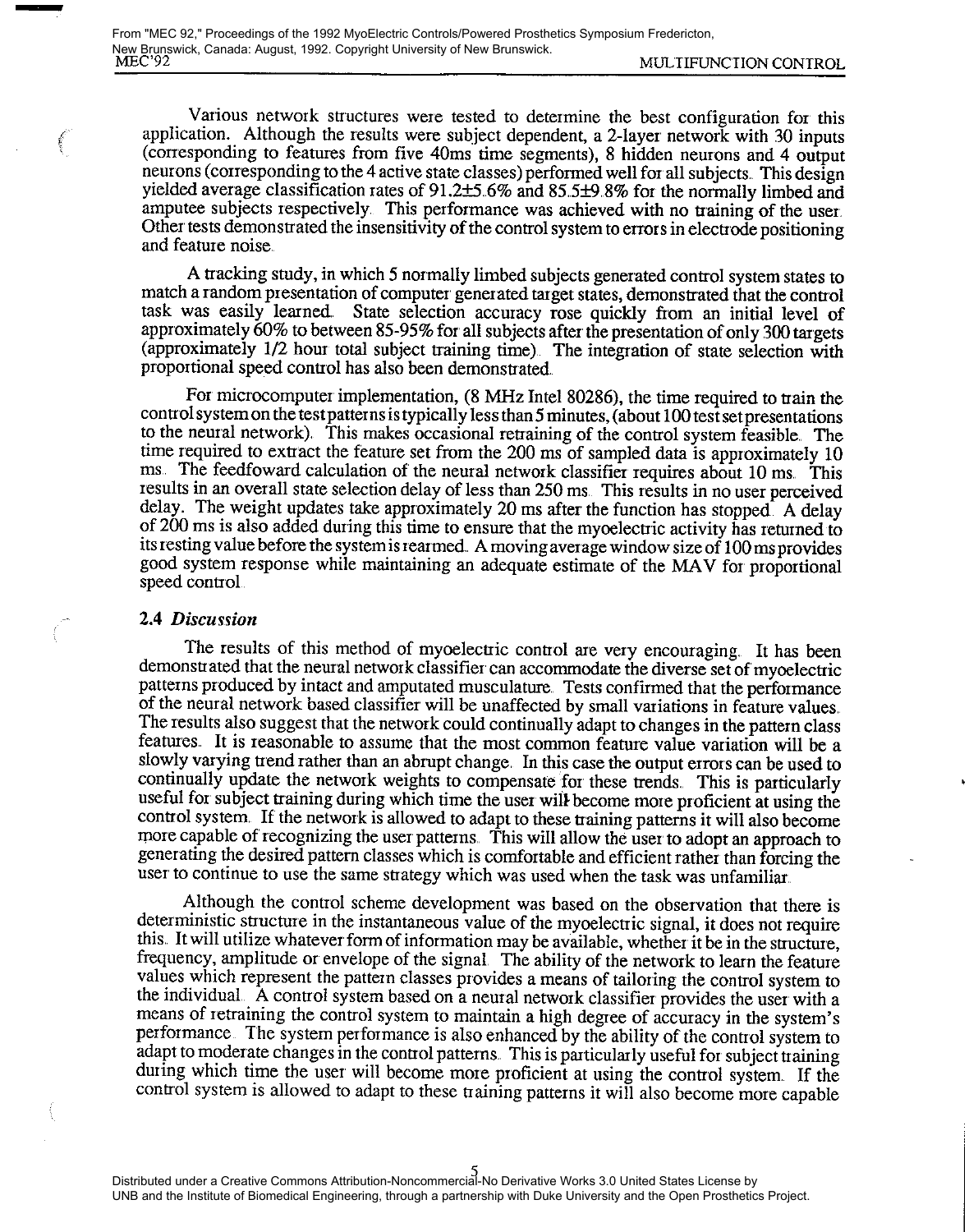Various network structures were tested to determine the best configuration for this application. Although the results were subject dependent, a 2-layer network with 30 inputs (corresponding to features from five 40ms time segments), 8 hidden neurons and 4 output neurons (corresponding to the 4 active state classes) performed well for all subjects. This design yielded average classification rates of 91.2±5.6% and 85.5±9.8% for the normally limbed and amputee subjects respectively. This performance was achieved with no training of the user. Other tests demonstrated the insensitivity of the control system to errors in electrode positioning and feature noise.

A tracking study, in which 5 normally limbed subjects generated control system states to match a random presentation of computer generated target states, demonstrated that the control task was easily learned. State selection accuracy rose quickly from an initial level of approximately 60% to between 85-95% for all subjects after the presentation of only 300 targets (approximately 1/2 hour total subject training time). The integration of state selection with proportional speed control has also been demonstrated.

For microcomputer implementation, (8 MHz Intel 80286), the time required to train the control system on the test patterns is typically less than 5 minutes, (about 100 test set presentations to the neural network). This makes occasional retraining of the control system feasible. The time required to extract the feature set from the 200 ms of sampled data is approximately 10 ms. The feedfoward calculation of the neural network classifier requires about 10 ms. This results in an overall state selection delay of less than 250 ms. This results in no user perceived delay. The weight updates take approximately 20 ms after the function has stopped. A delay of 200 ms is also added during this time to ensure that the myoelectric activity has returned to its resting value before the system is rearmed. A moving average window size of 100 ms provides good system response while maintaining an adequate estimate of the MAV for proportional speed control.

### 2.4 *Discussion*

The results of this method of myoelectric control are very encouraging. It has been demonstrated that the neural network classifier can accommodate the diverse set of myoelectric patterns produced by intact and amputated musculature. Tests confirmed that the performance of the neural network based classifier will be unaffected by small variations in feature values. The results also suggest that the network could continually adapt to changes in the pattern class features. It is reasonable to assume that the most common feature value variation will be a slowly varying trend rather than an abrupt change. In this case the output errors can be used to continually update the network weights to compensate for these trends. This is particularly useful for subject training during which time the user will become more proficient at using the control system. If the network is allowed to adapt to these training patterns it will also become more capable of recognizing the user patterns. This will allow the user to adopt an approach to generating the desired pattern classes which is comfortable and efficient rather than forcing the user to continue to use the same strategy which was used when the task was unfamiliar.

Although the control scheme development was based on the observation that there is deterministic structure in the instantaneous value of the myoelectric signal, it does not require this. It will utilize whatever form of information may be available, whether it be in the structure, frequency, amplitude or envelope of the signal. The ability of the network to learn the feature values which represent the pattern classes provides a means of tailoring the control system to the individual. A control system based on a neural network classifier provides the user with a means of retraining the control system to maintain a high degree of accuracy in the system's performance. The system performance is also enhanced by the ability of the control system to adapt to moderate changes in the control patterns. This is particularly useful for subject training during which time the user will become more proficient at using the control system. If the control system is allowed to adapt to these training patterns it will also become more capable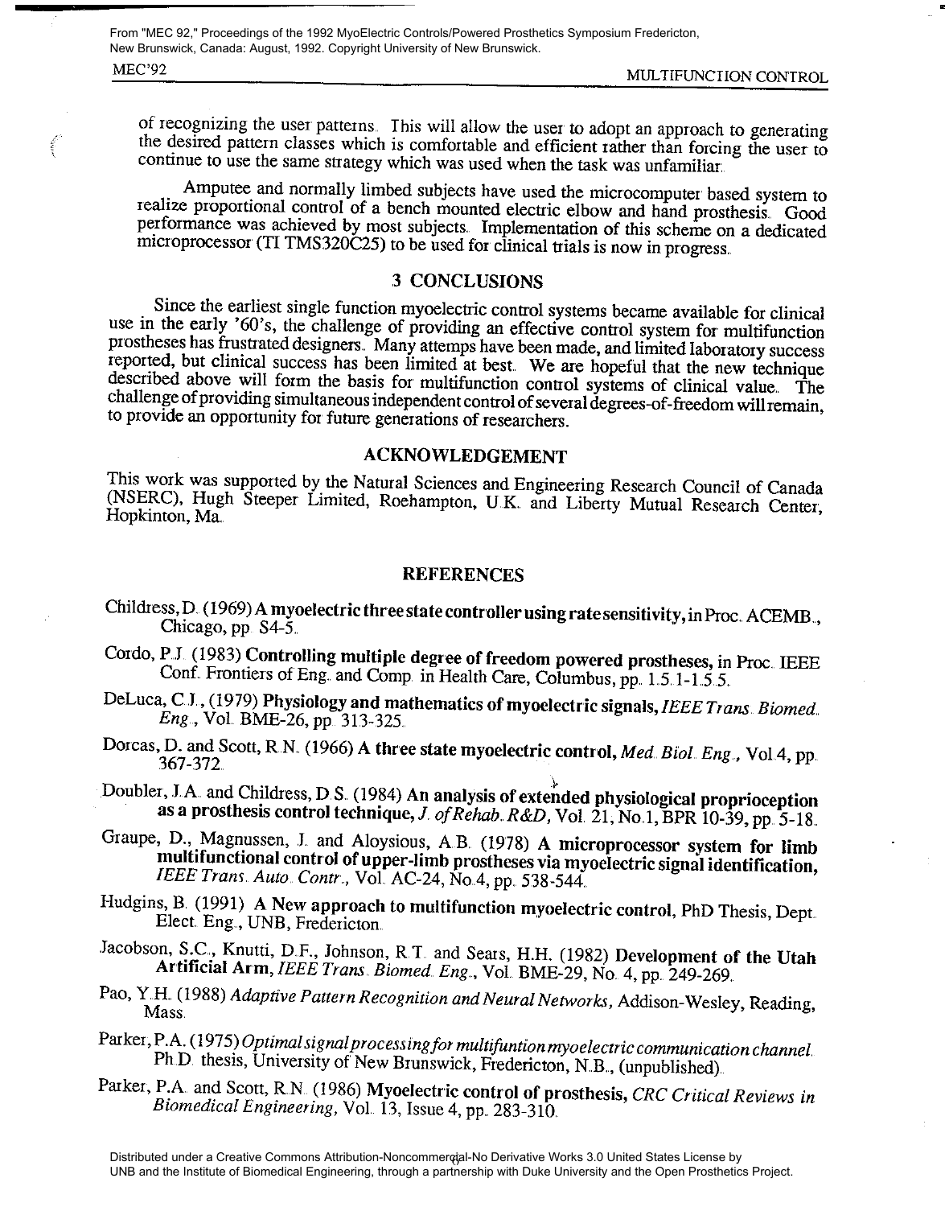of recognizing the user patterns. This will allow the user to adopt an approach to generating the desired pattern classes which is comfortable and efficient rather than forcing the user to continue to use the same strategy which was used when the task was unfamiliar.

Amputee and normally limbed subjects have used the microcomputer based system to realize proportional control of a bench mounted electric elbow and hand prosthesis. Good performance was achieved by most subjects. Implementation of this scheme on a dedicated microprocessor (TI TMS320C25) to be used for clinical trials is now in progress.

## 3 CONCLUSIONS

Since the earliest single function myoelectric control systems became available for clinical use in the early '60's, the challenge of providing an effective control system for multifunction prostheses has frustrated designers. Many attemps have been made, and limited laboratory success reported, but clinical success has been limited at best. We are hopeful that the new technique described above will form the basis for multifunction control systems of clinical value. The challenge of providing simultaneous independent control of several degrees-of-freedom will remain, to provide an opportunity for future generations of researchers.

## ACKNOWLEDGEMENT

This work was supported by the Natural Sciences and Engineering Research Council of Canada (NSERC), Hugh Steeper Limited, Roehampton, U.K. and Liberty Mutual Research Center, Hopkinton, Ma.

## REFERENCES

Childress, D. (1969) **A myoelectric three state controller using rate sensitivity,** in Proc. ACEMB., Chicago, pp. S4-5.

Cordo, P.J. (1983) **Controlling multiple degree of freedom powered prostheses,** in Proc. IEEE Conf. Frontiers of Eng. and Comp. in Health Care, Columbus, pp. 1.5.1-1.5.5.

DeLuca, C.J., (1979) **Physiology and mathematics of myoelectric signals,** *IEEE Trans. Biomed. Eng.*, Vol. BME-26, pp. 313-325.

Dorcas, D. and Scott, R.N. (1966) **A three state myoelectric control,** *Med. Biol. Eng.*, Vol.4, pp. 367-372.

Doubler, J.A. and Childress, D.S. (1984) **An analysis of extended physiological proprioception as a prosthesis control technique,** *J. of Rehab. R&D,* Vol. 21, No.1, BPR 10-39, pp. 5-18.

Graupe, D., Magnussen, J. and Aloysious, A.B. (1978) **A microprocessor system for limb multifunctional control of upper-limb prostheses via myoelectric signal identification,** *IEEE Trans. Auto. Contr.*, Vol. AC-24, No.4, pp. 538-544.

Hudgins, B. (1991) **A New approach to multifunction myoelectric control,** PhD Thesis, Dept. Elect. Eng., UNB, Fredericton.

Jacobson, S.C., Knutti, D.F., Johnson, R.T. and Sears, H.H. (1982) **Development of the Utah Artificial Arm,** *IEEE Trans. Biomed. Eng.*, Vol. BME-29, No. 4, pp. 249-269.

Pao, Y.H. (1988) *Adaptive Pattern Recognition and Neural Networks,* Addison-Wesley, Reading, Mass.

Parker, P.A. (1975) *Optimal signal processing for multifuntion myoelectric communication channel.* Ph.D. thesis, University of New Brunswick, Fredericton, N.B., (unpublished).

Parker, P.A. and Scott, R.N. (1986) **Myoelectric control of prosthesis,** *CRC Critical Reviews in Biomedical Engineering,* Vol. 13, Issue 4, pp. 283-310.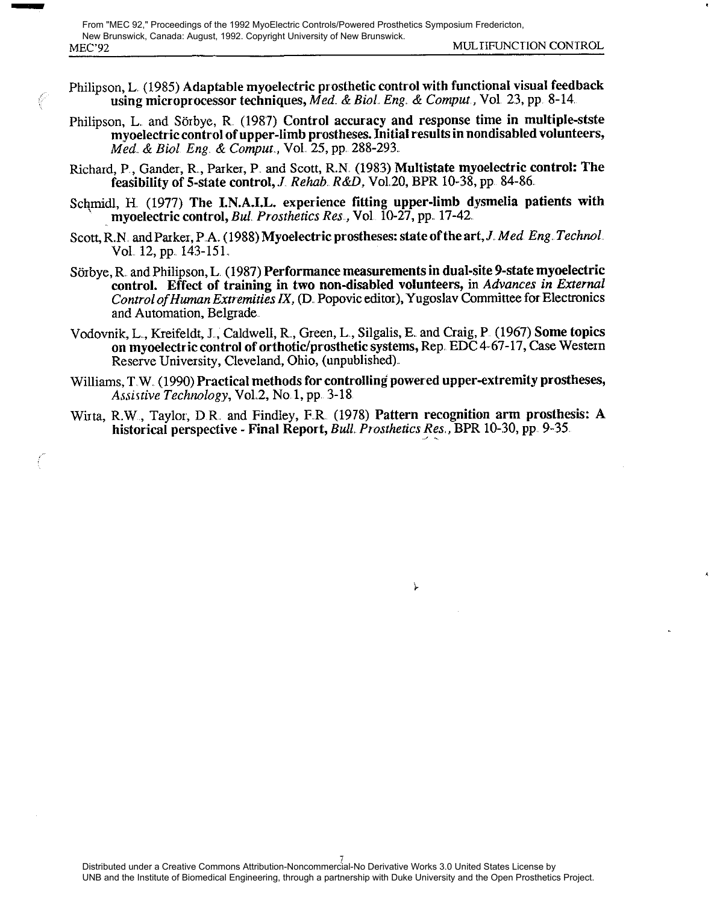Philipson, L. (1985) **Adaptable myoelectric prosthetic control with functional visual feedback using microprocessor techniques,** *Med. & Biol. Eng. & Comput.*, Vol. 23, pp. 8-14.

Philipson, L. and Sörbye, R. (1987) **Control accuracy and response time in multiple-stste myoelectric control of upper-limb prostheses. Initial results in nondisabled volunteers,** *Med. & Biol. Eng. & Comput.*, Vol. 25, pp. 288-293.

Richard, P., Gander, R., Parker, P. and Scott, R.N. (1983) **Multistate myoelectric control: The feasibility of 5-state control,** *J. Rehab. R&D*, Vol.20, BPR 10-38, pp. 84-86.

Schmidl, H. (1977) **The I.N.A.I.L. experience fitting upper-limb dysmelia patients with myoelectric control,** *Bul. Prosthetics Res.*, Vol. 10-27, pp. 17-42.

Scott, R.N. and Parker, P.A. (1988) **Myoelectric prostheses: state of the art,** *J. Med. Eng. Technol.* Vol. 12, pp. 143-151.

Sörbye, R. and Philipson, L. (1987) **Performance measurements in dual-site 9-state myoelectric control. Effect of training in two non-disabled volunteers,** in *Advances in External Control of Human Extremities IX*, (D. Popovic editor), Yugoslav Committee for Electronics and Automation, Belgrade.

Vodovnik, L., Kreifeldt, J., Caldwell, R., Green, L., Silgalis, E. and Craig, P. (1967) **Some topics on myoelectric control of orthotic/prosthetic systems,** Rep. EDC 4-67-17, Case Western Reserve University, Cleveland, Ohio, (unpublished).

Williams, T.W. (1990) **Practical methods for controlling powered upper-extremity prostheses,** *Assistive Technology*, Vol.2, No.1, pp. 3-18.

Wirta, R.W., Taylor, D.R. and Findley, F.R. (1978) **Pattern recognition arm prosthesis: A historical perspective - Final Report,** *Bull. Prosthetics Res.*, BPR 10-30, pp. 9-35.